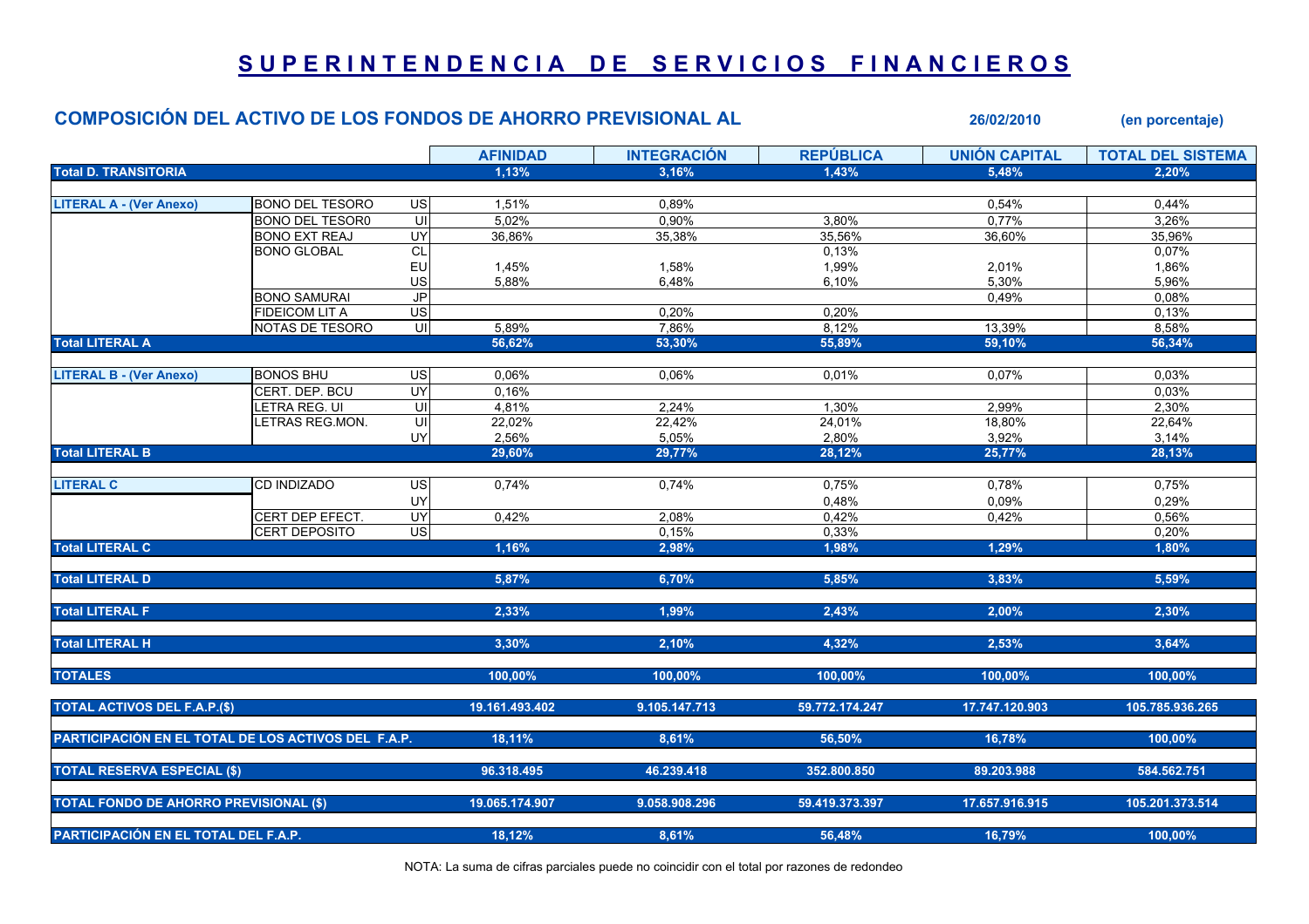# SUPERINTENDENCIA DE SERVICIOS FINANCIEROS

## COMPOSICIÓN DEL ACTIVO DE LOS FONDOS DE AHORRO PREVISIONAL AL 26/02/2010 (en porcentaje)

| | | | AFINIDAD | INTEGRACIÓN | REPÚBLICA | UNIÓN CAPITAL | TOTAL DEL SISTEMA |
|---|---|---|---|---|---|---|---|
| **Total D. TRANSITORIA** | | | **1,13%** | **3,16%** | **1,43%** | **5,48%** | **2,20%** |
| **LITERAL A - (Ver Anexo)** | BONO DEL TESORO | US | 1,51% | 0,89% | | 0,54% | 0,44% |
| | BONO DEL TESOR0 | UI | 5,02% | 0,90% | 3,80% | 0,77% | 3,26% |
| | BONO EXT REAJ | UY | 36,86% | 35,38% | 35,56% | 36,60% | 35,96% |
| | BONO GLOBAL | CL | | | 0,13% | | 0,07% |
| | | EU | 1,45% | 1,58% | 1,99% | 2,01% | 1,86% |
| | | US | 5,88% | 6,48% | 6,10% | 5,30% | 5,96% |
| | BONO SAMURAI | JP | | | | 0,49% | 0,08% |
| | FIDEICOM LIT A | US | | 0,20% | 0,20% | | 0,13% |
| | NOTAS DE TESORO | UI | 5,89% | 7,86% | 8,12% | 13,39% | 8,58% |
| **Total LITERAL A** | | | **56,62%** | **53,30%** | **55,89%** | **59,10%** | **56,34%** |
| **LITERAL B - (Ver Anexo)** | BONOS BHU | US | 0,06% | 0,06% | 0,01% | 0,07% | 0,03% |
| | CERT. DEP. BCU | UY | 0,16% | | | | 0,03% |
| | LETRA REG. UI | UI | 4,81% | 2,24% | 1,30% | 2,99% | 2,30% |
| | LETRAS REG.MON. | UI | 22,02% | 22,42% | 24,01% | 18,80% | 22,64% |
| | | UY | 2,56% | 5,05% | 2,80% | 3,92% | 3,14% |
| **Total LITERAL B** | | | **29,60%** | **29,77%** | **28,12%** | **25,77%** | **28,13%** |
| **LITERAL C** | CD INDIZADO | US | 0,74% | 0,74% | 0,75% | 0,78% | 0,75% |
| | | UY | | | 0,48% | 0,09% | 0,29% |
| | CERT DEP EFECT. | UY | 0,42% | 2,08% | 0,42% | 0,42% | 0,56% |
| | CERT DEPOSITO | US | | 0,15% | 0,33% | | 0,20% |
| **Total LITERAL C** | | | **1,16%** | **2,98%** | **1,98%** | **1,29%** | **1,80%** |
| **Total LITERAL D** | | | **5,87%** | **6,70%** | **5,85%** | **3,83%** | **5,59%** |
| **Total LITERAL F** | | | **2,33%** | **1,99%** | **2,43%** | **2,00%** | **2,30%** |
| **Total LITERAL H** | | | **3,30%** | **2,10%** | **4,32%** | **2,53%** | **3,64%** |
| **TOTALES** | | | **100,00%** | **100,00%** | **100,00%** | **100,00%** | **100,00%** |
| **TOTAL ACTIVOS DEL F.A.P.($)** | | | **19.161.493.402** | **9.105.147.713** | **59.772.174.247** | **17.747.120.903** | **105.785.936.265** |
| **PARTICIPACIÓN EN EL TOTAL DE LOS ACTIVOS DEL F.A.P.** | | | **18,11%** | **8,61%** | **56,50%** | **16,78%** | **100,00%** |
| **TOTAL RESERVA ESPECIAL ($)** | | | **96.318.495** | **46.239.418** | **352.800.850** | **89.203.988** | **584.562.751** |
| **TOTAL FONDO DE AHORRO PREVISIONAL ($)** | | | **19.065.174.907** | **9.058.908.296** | **59.419.373.397** | **17.657.916.915** | **105.201.373.514** |
| **PARTICIPACIÓN EN EL TOTAL DEL F.A.P.** | | | **18,12%** | **8,61%** | **56,48%** | **16,79%** | **100,00%** |

NOTA: La suma de cifras parciales puede no coincidir con el total por razones de redondeo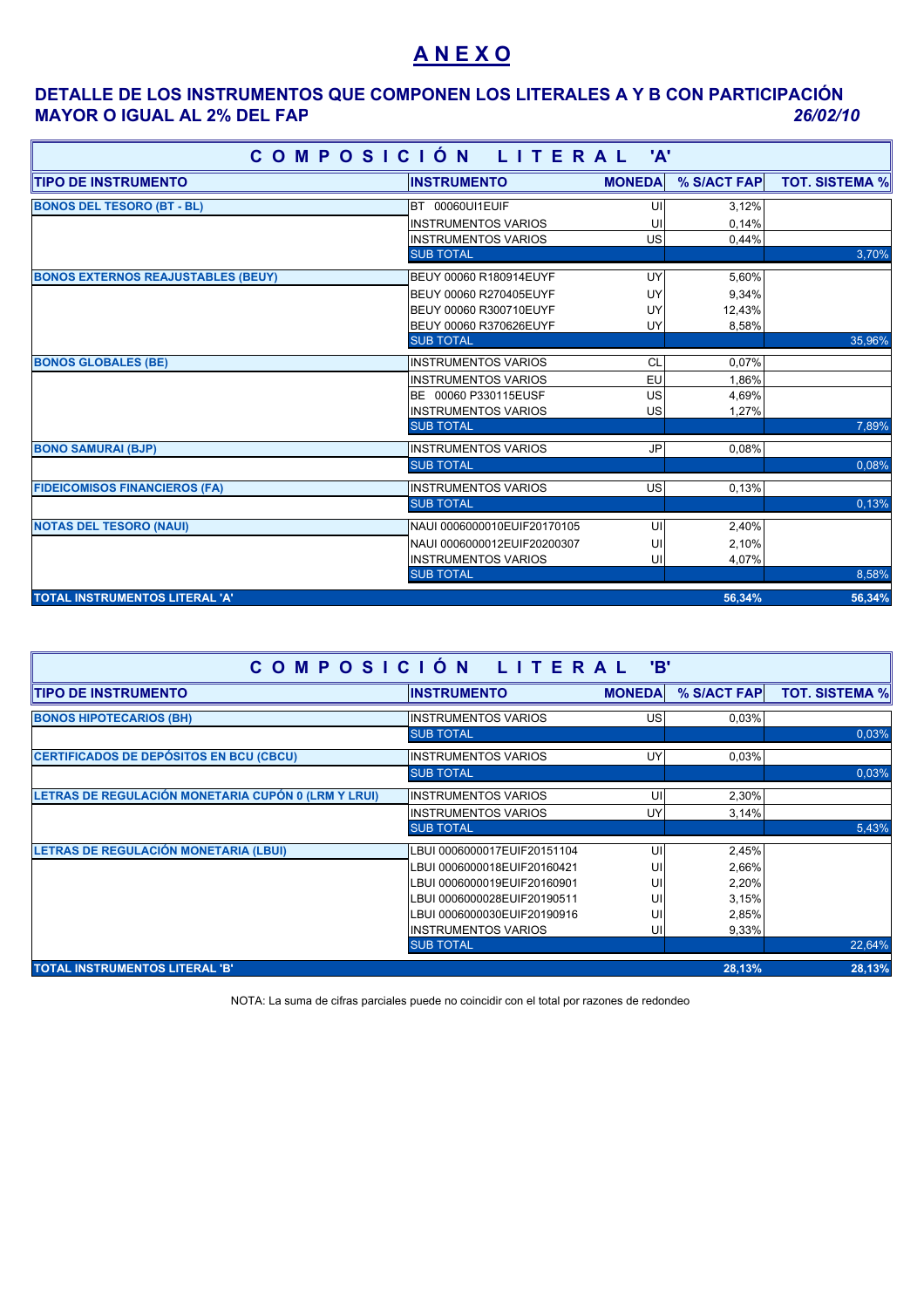# A N E X O

## DETALLE DE LOS INSTRUMENTOS QUE COMPONEN LOS LITERALES A Y B CON PARTICIPACIÓN MAYOR O IGUAL AL 2% DEL FAP

*26/02/10*

### C O M P O S I C I Ó N   L I T E R A L   'A'

| TIPO DE INSTRUMENTO | INSTRUMENTO | MONEDA | % S/ACT FAP | TOT. SISTEMA % |
|---|---|---|---|---|
| BONOS DEL TESORO (BT - BL) | BT 00060UI1EUIF | UI | 3,12% | |
| | INSTRUMENTOS VARIOS | UI | 0,14% | |
| | INSTRUMENTOS VARIOS | US | 0,44% | |
| | SUB TOTAL | | | 3,70% |
| BONOS EXTERNOS REAJUSTABLES (BEUY) | BEUY 00060 R180914EUYF | UY | 5,60% | |
| | BEUY 00060 R270405EUYF | UY | 9,34% | |
| | BEUY 00060 R300710EUYF | UY | 12,43% | |
| | BEUY 00060 R370626EUYF | UY | 8,58% | |
| | SUB TOTAL | | | 35,96% |
| BONOS GLOBALES (BE) | INSTRUMENTOS VARIOS | CL | 0,07% | |
| | INSTRUMENTOS VARIOS | EU | 1,86% | |
| | BE 00060 P330115EUSF | US | 4,69% | |
| | INSTRUMENTOS VARIOS | US | 1,27% | |
| | SUB TOTAL | | | 7,89% |
| BONO SAMURAI (BJP) | INSTRUMENTOS VARIOS | JP | 0,08% | |
| | SUB TOTAL | | | 0,08% |
| FIDEICOMISOS FINANCIEROS (FA) | INSTRUMENTOS VARIOS | US | 0,13% | |
| | SUB TOTAL | | | 0,13% |
| NOTAS DEL TESORO (NAUI) | NAUI 0006000010EUIF20170105 | UI | 2,40% | |
| | NAUI 0006000012EUIF20200307 | UI | 2,10% | |
| | INSTRUMENTOS VARIOS | UI | 4,07% | |
| | SUB TOTAL | | | 8,58% |
| TOTAL INSTRUMENTOS LITERAL 'A' | | | 56,34% | 56,34% |

### C O M P O S I C I Ó N   L I T E R A L   'B'

| TIPO DE INSTRUMENTO | INSTRUMENTO | MONEDA | % S/ACT FAP | TOT. SISTEMA % |
|---|---|---|---|---|
| BONOS HIPOTECARIOS (BH) | INSTRUMENTOS VARIOS | US | 0,03% | |
| | SUB TOTAL | | | 0,03% |
| CERTIFICADOS DE DEPÓSITOS EN BCU (CBCU) | INSTRUMENTOS VARIOS | UY | 0,03% | |
| | SUB TOTAL | | | 0,03% |
| LETRAS DE REGULACIÓN MONETARIA CUPÓN 0 (LRM Y LRUI) | INSTRUMENTOS VARIOS | UI | 2,30% | |
| | INSTRUMENTOS VARIOS | UY | 3,14% | |
| | SUB TOTAL | | | 5,43% |
| LETRAS DE REGULACIÓN MONETARIA (LBUI) | LBUI 0006000017EUIF20151104 | UI | 2,45% | |
| | LBUI 0006000018EUIF20160421 | UI | 2,66% | |
| | LBUI 0006000019EUIF20160901 | UI | 2,20% | |
| | LBUI 0006000028EUIF20190511 | UI | 3,15% | |
| | LBUI 0006000030EUIF20190916 | UI | 2,85% | |
| | INSTRUMENTOS VARIOS | UI | 9,33% | |
| | SUB TOTAL | | | 22,64% |
| TOTAL INSTRUMENTOS LITERAL 'B' | | | 28,13% | 28,13% |

NOTA: La suma de cifras parciales puede no coincidir con el total por razones de redondeo